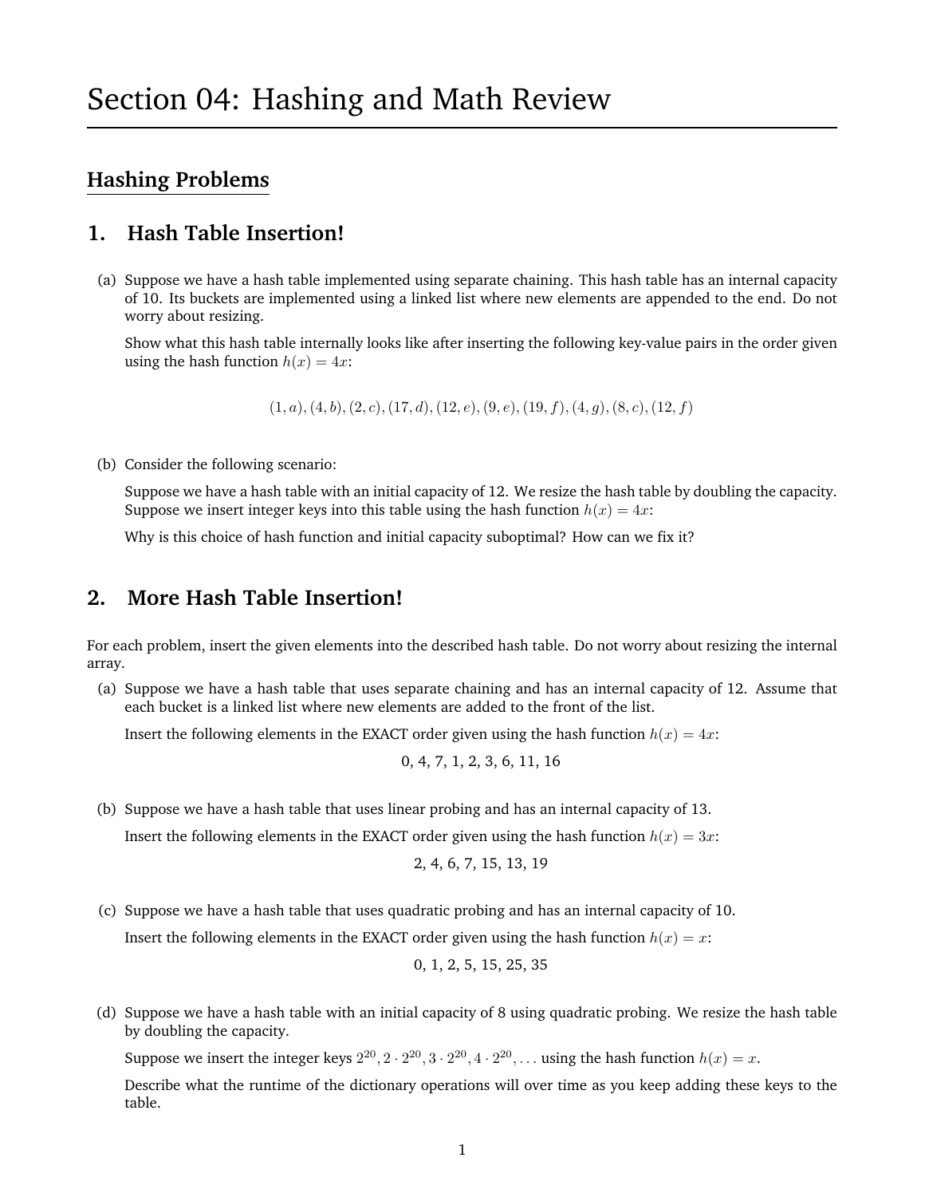# Section 04: Hashing and Math Review

## Hashing Problems

### 1. Hash Table Insertion!

(a) Suppose we have a hash table implemented using separate chaining. This hash table has an internal capacity of 10. Its buckets are implemented using a linked list where new elements are appended to the end. Do not worry about resizing.

Show what this hash table internally looks like after inserting the following key-value pairs in the order given using the hash function $h(x) = 4x$:

$$(1, a), (4, b), (2, c), (17, d), (12, e), (9, e), (19, f), (4, g), (8, c), (12, f)$$

(b) Consider the following scenario:

Suppose we have a hash table with an initial capacity of 12. We resize the hash table by doubling the capacity. Suppose we insert integer keys into this table using the hash function $h(x) = 4x$:

Why is this choice of hash function and initial capacity suboptimal? How can we fix it?

### 2. More Hash Table Insertion!

For each problem, insert the given elements into the described hash table. Do not worry about resizing the internal array.

(a) Suppose we have a hash table that uses separate chaining and has an internal capacity of 12. Assume that each bucket is a linked list where new elements are added to the front of the list.

Insert the following elements in the EXACT order given using the hash function $h(x) = 4x$:

0, 4, 7, 1, 2, 3, 6, 11, 16

(b) Suppose we have a hash table that uses linear probing and has an internal capacity of 13.

Insert the following elements in the EXACT order given using the hash function $h(x) = 3x$:

2, 4, 6, 7, 15, 13, 19

(c) Suppose we have a hash table that uses quadratic probing and has an internal capacity of 10.

Insert the following elements in the EXACT order given using the hash function $h(x) = x$:

0, 1, 2, 5, 15, 25, 35

(d) Suppose we have a hash table with an initial capacity of 8 using quadratic probing. We resize the hash table by doubling the capacity.

Suppose we insert the integer keys $2^{20}, 2 \cdot 2^{20}, 3 \cdot 2^{20}, 4 \cdot 2^{20}, \ldots$ using the hash function $h(x) = x$.

Describe what the runtime of the dictionary operations will over time as you keep adding these keys to the table.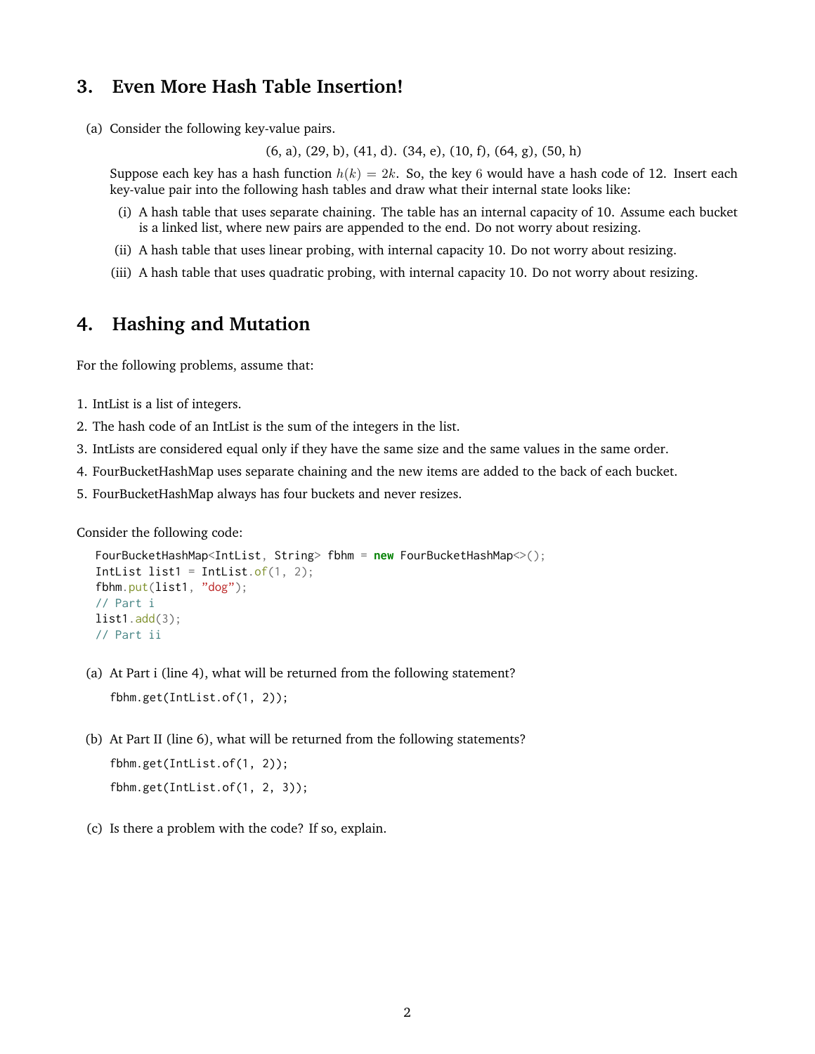## 3. Even More Hash Table Insertion!

(a) Consider the following key-value pairs.

(6, a), (29, b), (41, d). (34, e), (10, f), (64, g), (50, h)

Suppose each key has a hash function $h(k) = 2k$. So, the key $6$ would have a hash code of 12. Insert each key-value pair into the following hash tables and draw what their internal state looks like:

(i) A hash table that uses separate chaining. The table has an internal capacity of 10. Assume each bucket is a linked list, where new pairs are appended to the end. Do not worry about resizing.

(ii) A hash table that uses linear probing, with internal capacity 10. Do not worry about resizing.

(iii) A hash table that uses quadratic probing, with internal capacity 10. Do not worry about resizing.

## 4. Hashing and Mutation

For the following problems, assume that:

1. IntList is a list of integers.
2. The hash code of an IntList is the sum of the integers in the list.
3. IntLists are considered equal only if they have the same size and the same values in the same order.
4. FourBucketHashMap uses separate chaining and the new items are added to the back of each bucket.
5. FourBucketHashMap always has four buckets and never resizes.

Consider the following code:

```
FourBucketHashMap<IntList, String> fbhm = new FourBucketHashMap<>();
IntList list1 = IntList.of(1, 2);
fbhm.put(list1, "dog");
// Part i
list1.add(3);
// Part ii
```

(a) At Part i (line 4), what will be returned from the following statement?

```
fbhm.get(IntList.of(1, 2));
```

(b) At Part II (line 6), what will be returned from the following statements?

```
fbhm.get(IntList.of(1, 2));
fbhm.get(IntList.of(1, 2, 3));
```

(c) Is there a problem with the code? If so, explain.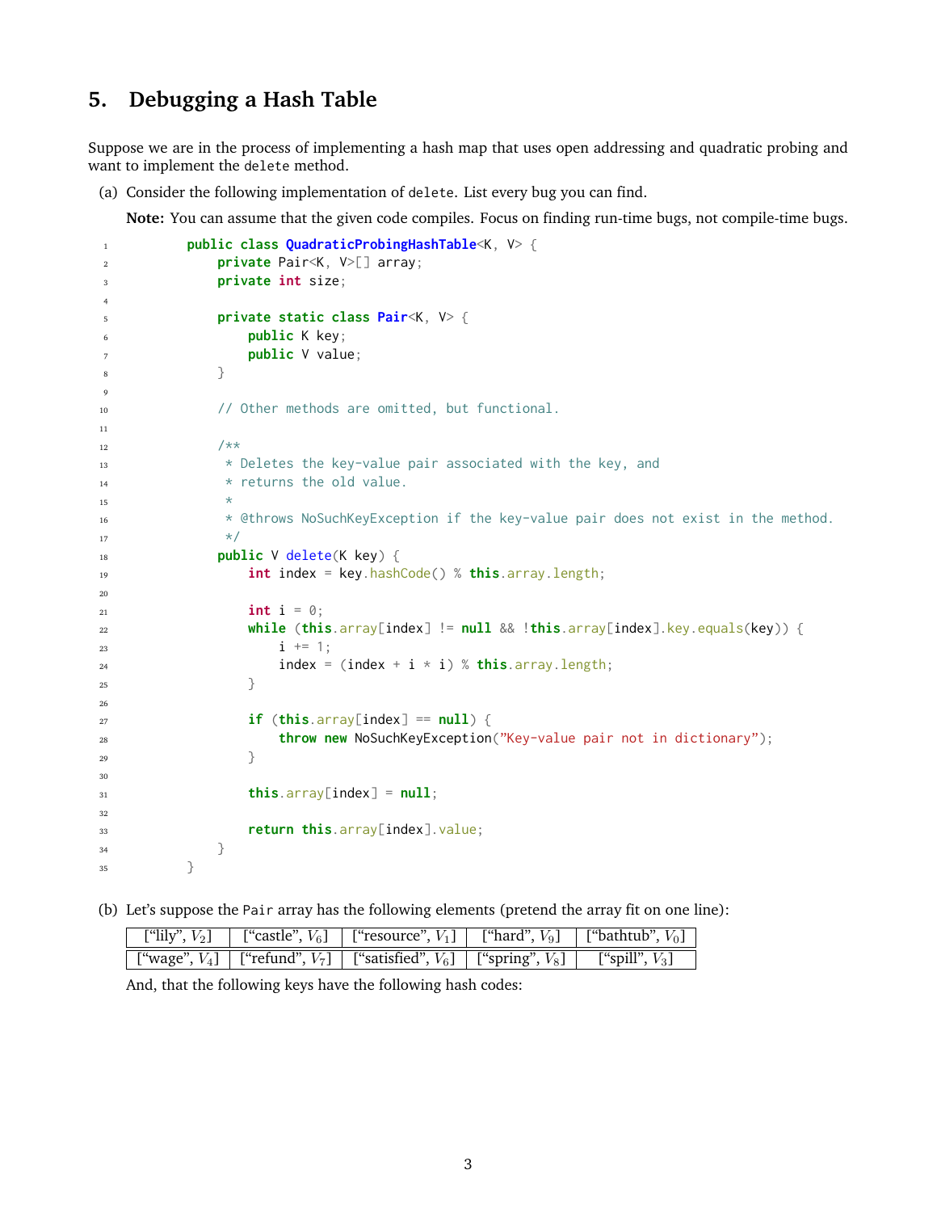## 5. Debugging a Hash Table

Suppose we are in the process of implementing a hash map that uses open addressing and quadratic probing and want to implement the `delete` method.

(a) Consider the following implementation of `delete`. List every bug you can find.

**Note:** You can assume that the given code compiles. Focus on finding run-time bugs, not compile-time bugs.

```java
public class QuadraticProbingHashTable<K, V> {
    private Pair<K, V>[] array;
    private int size;

    private static class Pair<K, V> {
        public K key;
        public V value;
    }

    // Other methods are omitted, but functional.

    /**
     * Deletes the key-value pair associated with the key, and
     * returns the old value.
     *
     * @throws NoSuchKeyException if the key-value pair does not exist in the method.
     */
    public V delete(K key) {
        int index = key.hashCode() % this.array.length;

        int i = 0;
        while (this.array[index] != null && !this.array[index].key.equals(key)) {
            i += 1;
            index = (index + i * i) % this.array.length;
        }

        if (this.array[index] == null) {
            throw new NoSuchKeyException("Key-value pair not in dictionary");
        }

        this.array[index] = null;

        return this.array[index].value;
    }
}
```

(b) Let's suppose the `Pair` array has the following elements (pretend the array fit on one line):

| ["lily", $V_2$] | ["castle", $V_6$] | ["resource", $V_1$] | ["hard", $V_9$] | ["bathtub", $V_0$] |
|---|---|---|---|---|
| ["wage", $V_4$] | ["refund", $V_7$] | ["satisfied", $V_6$] | ["spring", $V_8$] | ["spill", $V_3$] |

And, that the following keys have the following hash codes: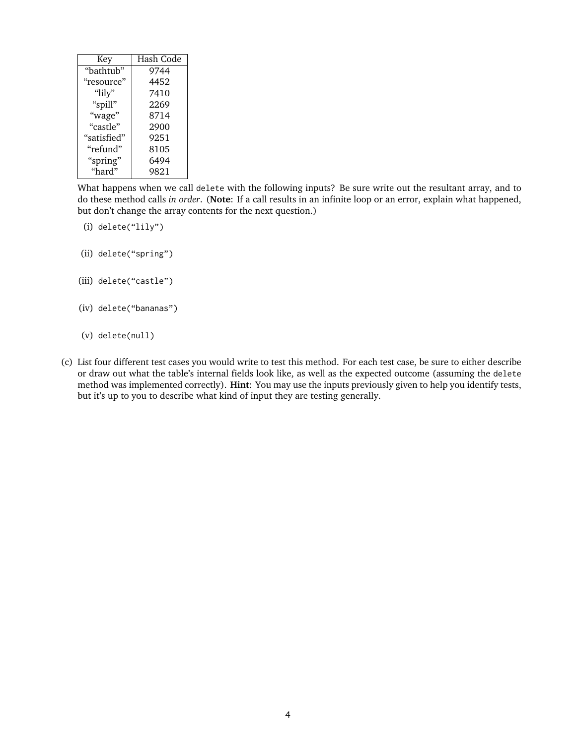| Key | Hash Code |
|---|---|
| “bathtub” | 9744 |
| “resource” | 4452 |
| “lily” | 7410 |
| “spill” | 2269 |
| “wage” | 8714 |
| “castle” | 2900 |
| “satisfied” | 9251 |
| “refund” | 8105 |
| “spring” | 6494 |
| “hard” | 9821 |

What happens when we call `delete` with the following inputs? Be sure write out the resultant array, and to do these method calls *in order*. (**Note**: If a call results in an infinite loop or an error, explain what happened, but don’t change the array contents for the next question.)

(i) `delete(“lily”)`

(ii) `delete(“spring”)`

(iii) `delete(“castle”)`

(iv) `delete(“bananas”)`

(v) `delete(null)`

(c) List four different test cases you would write to test this method. For each test case, be sure to either describe or draw out what the table’s internal fields look like, as well as the expected outcome (assuming the `delete` method was implemented correctly). **Hint**: You may use the inputs previously given to help you identify tests, but it’s up to you to describe what kind of input they are testing generally.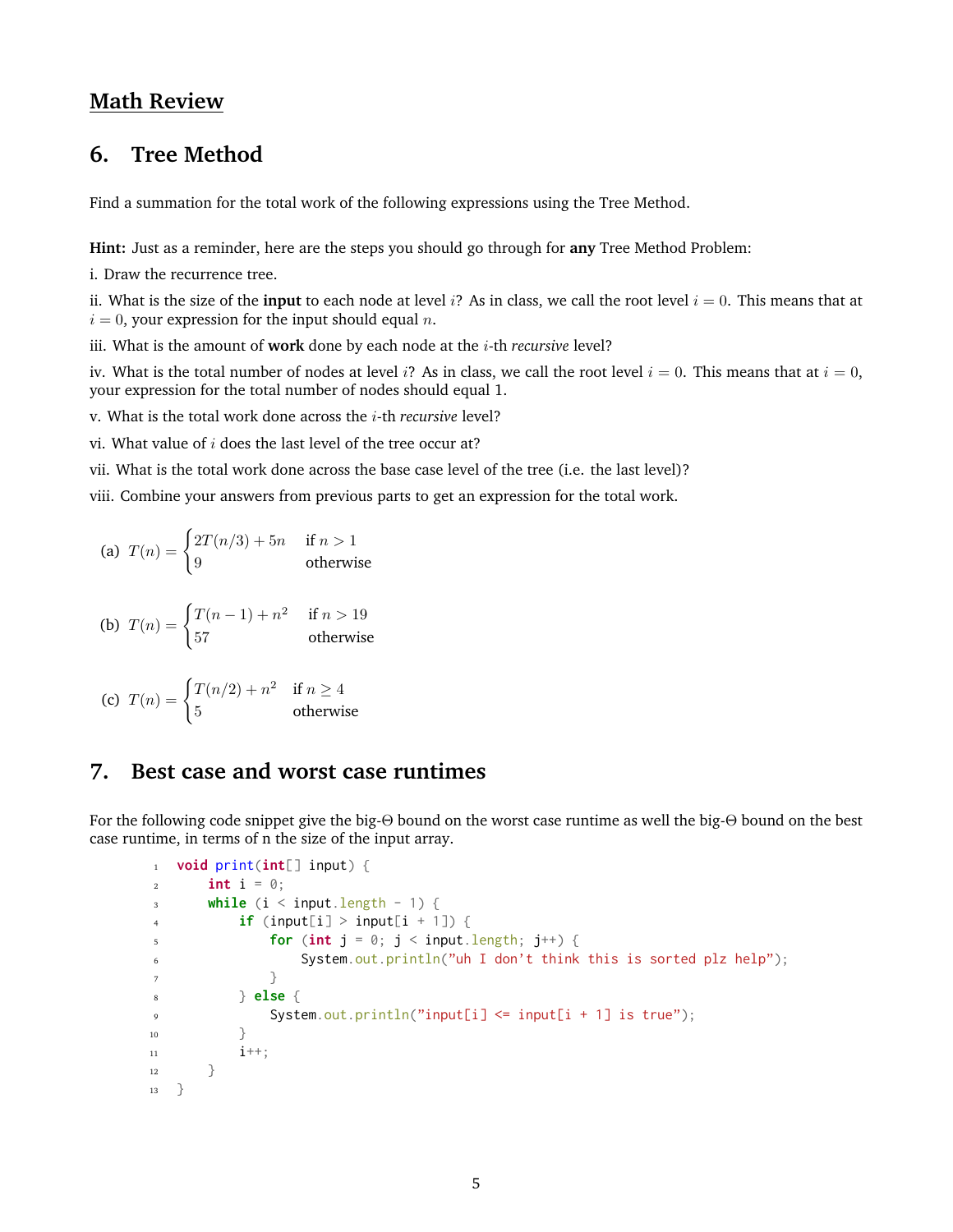# Math Review

## 6. Tree Method

Find a summation for the total work of the following expressions using the Tree Method.

**Hint:** Just as a reminder, here are the steps you should go through for **any** Tree Method Problem:

i. Draw the recurrence tree.

ii. What is the size of the **input** to each node at level $i$? As in class, we call the root level $i = 0$. This means that at $i = 0$, your expression for the input should equal $n$.

iii. What is the amount of **work** done by each node at the $i$-th *recursive* level?

iv. What is the total number of nodes at level $i$? As in class, we call the root level $i = 0$. This means that at $i = 0$, your expression for the total number of nodes should equal 1.

v. What is the total work done across the $i$-th *recursive* level?

vi. What value of $i$ does the last level of the tree occur at?

vii. What is the total work done across the base case level of the tree (i.e. the last level)?

viii. Combine your answers from previous parts to get an expression for the total work.

(a) $T(n) = \begin{cases} 2T(n/3) + 5n & \text{if } n > 1 \\ 9 & \text{otherwise} \end{cases}$

(b) $T(n) = \begin{cases} T(n-1) + n^2 & \text{if } n > 19 \\ 57 & \text{otherwise} \end{cases}$

(c) $T(n) = \begin{cases} T(n/2) + n^2 & \text{if } n \geq 4 \\ 5 & \text{otherwise} \end{cases}$

## 7. Best case and worst case runtimes

For the following code snippet give the big-$\Theta$ bound on the worst case runtime as well the big-$\Theta$ bound on the best case runtime, in terms of n the size of the input array.

```java
void print(int[] input) {
    int i = 0;
    while (i < input.length - 1) {
        if (input[i] > input[i + 1]) {
            for (int j = 0; j < input.length; j++) {
                System.out.println("uh I don't think this is sorted plz help");
            }
        } else {
            System.out.println("input[i] <= input[i + 1] is true");
        }
        i++;
    }
}
```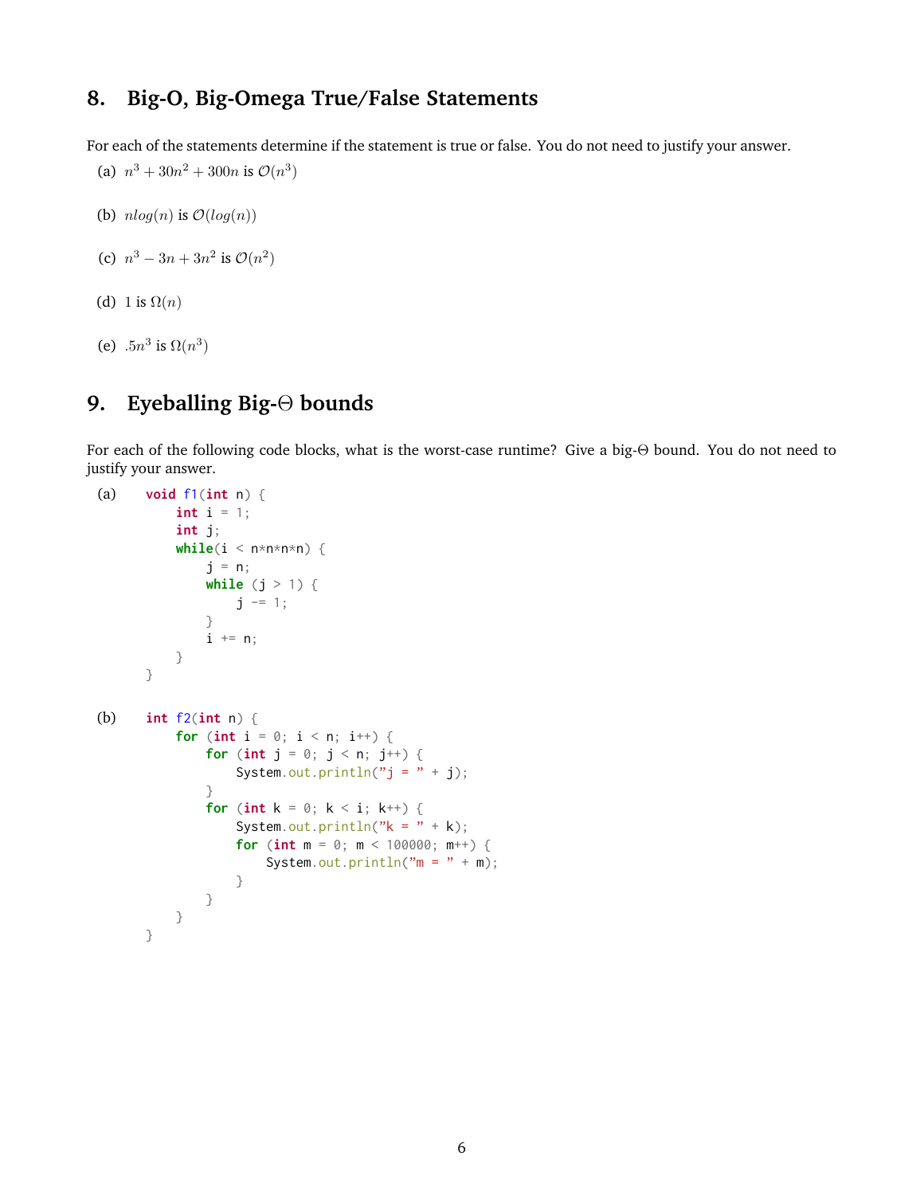## 8. Big-O, Big-Omega True/False Statements

For each of the statements determine if the statement is true or false. You do not need to justify your answer.

(a) $n^3 + 30n^2 + 300n$ is $\mathcal{O}(n^3)$

(b) $nlog(n)$ is $\mathcal{O}(log(n))$

(c) $n^3 - 3n + 3n^2$ is $\mathcal{O}(n^2)$

(d) $1$ is $\Omega(n)$

(e) $.5n^3$ is $\Omega(n^3)$

## 9. Eyeballing Big-Θ bounds

For each of the following code blocks, what is the worst-case runtime? Give a big-Θ bound. You do not need to justify your answer.

(a)

```
void f1(int n) {
    int i = 1;
    int j;
    while(i < n*n*n*n) {
        j = n;
        while (j > 1) {
            j -= 1;
        }
        i += n;
    }
}
```

(b)

```
int f2(int n) {
    for (int i = 0; i < n; i++) {
        for (int j = 0; j < n; j++) {
            System.out.println("j = " + j);
        }
        for (int k = 0; k < i; k++) {
            System.out.println("k = " + k);
            for (int m = 0; m < 100000; m++) {
                System.out.println("m = " + m);
            }
        }
    }
}
```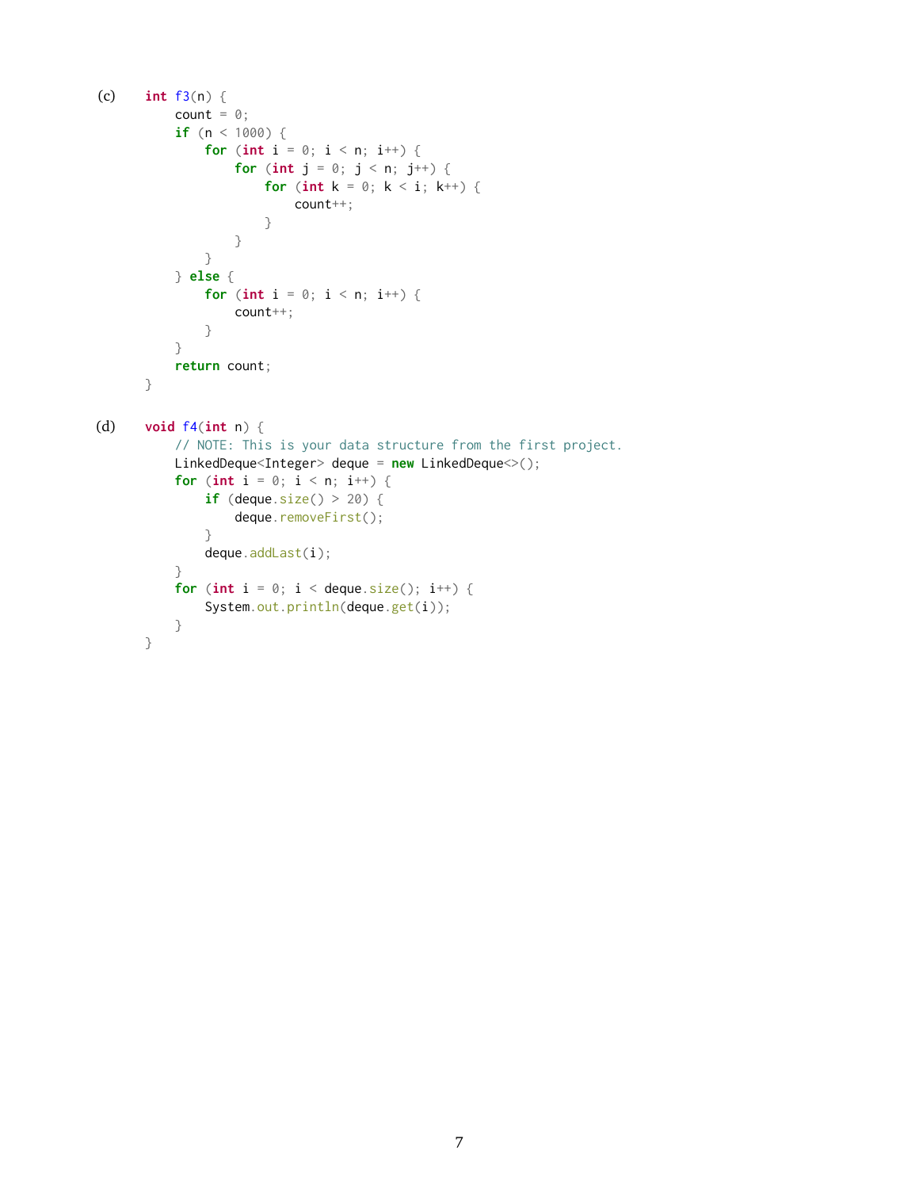(c)

```
int f3(n) {
    count = 0;
    if (n < 1000) {
        for (int i = 0; i < n; i++) {
            for (int j = 0; j < n; j++) {
                for (int k = 0; k < i; k++) {
                    count++;
                }
            }
        }
    } else {
        for (int i = 0; i < n; i++) {
            count++;
        }
    }
    return count;
}
```

(d)

```
void f4(int n) {
    // NOTE: This is your data structure from the first project.
    LinkedDeque<Integer> deque = new LinkedDeque<>();
    for (int i = 0; i < n; i++) {
        if (deque.size() > 20) {
            deque.removeFirst();
        }
        deque.addLast(i);
    }
    for (int i = 0; i < deque.size(); i++) {
        System.out.println(deque.get(i));
    }
}
```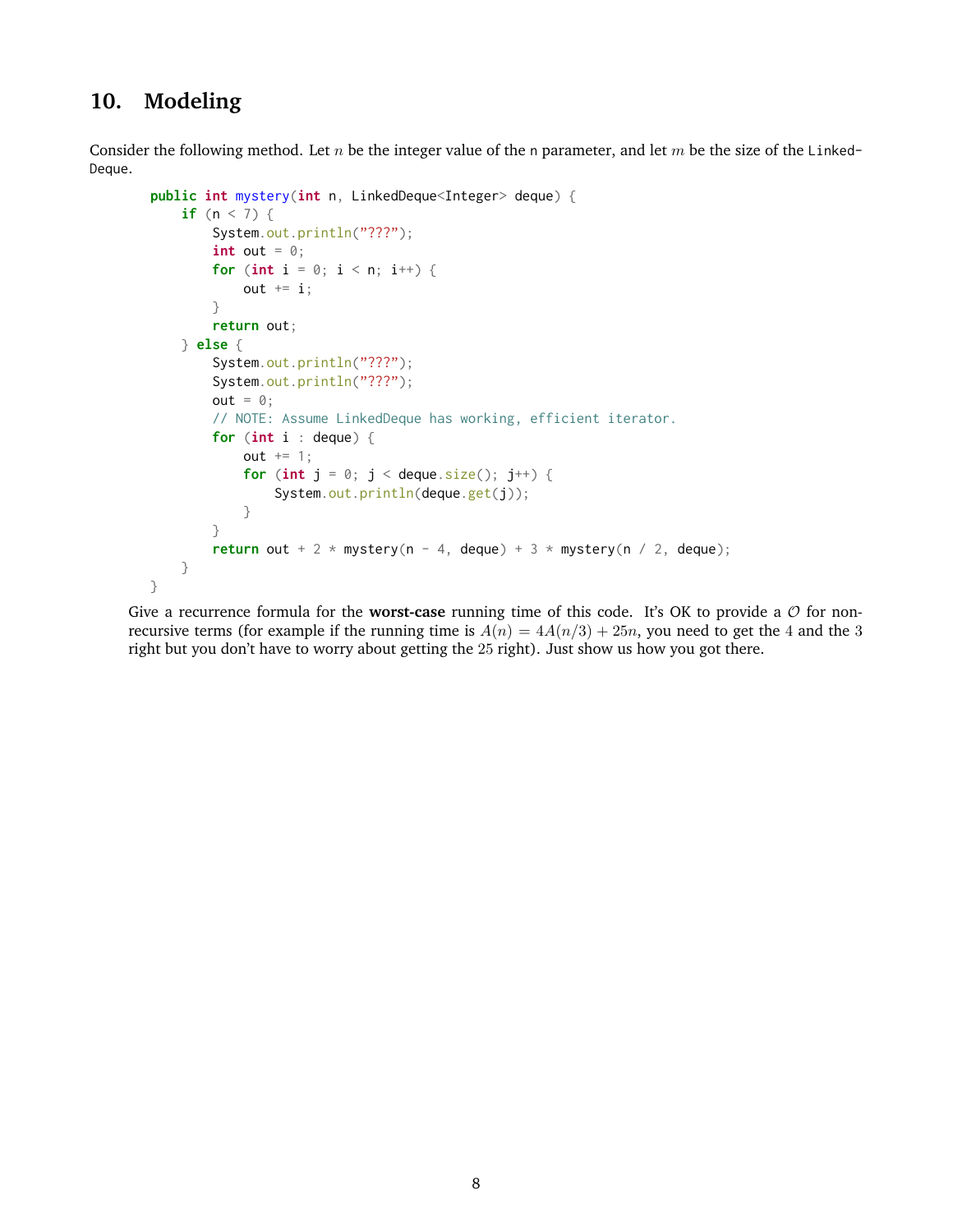## 10. Modeling

Consider the following method. Let $n$ be the integer value of the n parameter, and let $m$ be the size of the LinkedDeque.

```java
public int mystery(int n, LinkedDeque<Integer> deque) {
    if (n < 7) {
        System.out.println("???");
        int out = 0;
        for (int i = 0; i < n; i++) {
            out += i;
        }
        return out;
    } else {
        System.out.println("???");
        System.out.println("???");
        out = 0;
        // NOTE: Assume LinkedDeque has working, efficient iterator.
        for (int i : deque) {
            out += 1;
            for (int j = 0; j < deque.size(); j++) {
                System.out.println(deque.get(j));
            }
        }
        return out + 2 * mystery(n - 4, deque) + 3 * mystery(n / 2, deque);
    }
}
```

Give a recurrence formula for the **worst-case** running time of this code. It's OK to provide a $\mathcal{O}$ for non-recursive terms (for example if the running time is $A(n) = 4A(n/3) + 25n$, you need to get the 4 and the 3 right but you don't have to worry about getting the 25 right). Just show us how you got there.